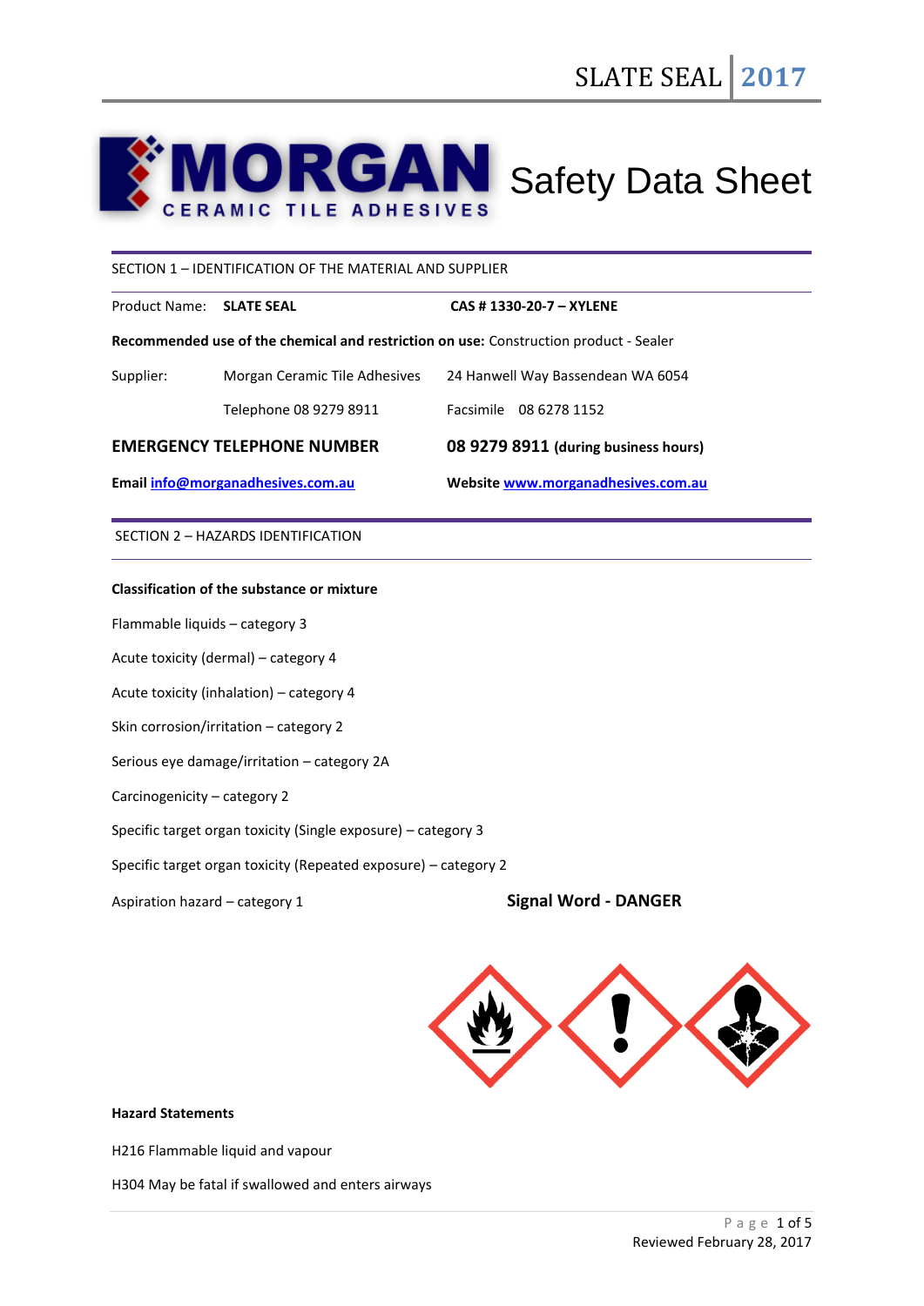# Safety Data Sheet

**MORGAN** CERAMIC TILE ADHESIVES

## SECTION 1 – IDENTIFICATION OF THE MATERIAL AND SUPPLIER

Product Name: **SLATE SEAL** **CAS # 1330-20-7 – XYLENE**

**Recommended use of the chemical and restriction on use:** Construction product - Sealer

| | | |
|---|---|---|
| Supplier: | Morgan Ceramic Tile Adhesives | 24 Hanwell Way Bassendean WA 6054 |
| | Telephone 08 9279 8911 | Facsimile 08 6278 1152 |

**EMERGENCY TELEPHONE NUMBER** **08 9279 8911 (during business hours)**

**Email info@morganadhesives.com.au** **Website www.morganadhesives.com.au**

## SECTION 2 – HAZARDS IDENTIFICATION

**Classification of the substance or mixture**

Flammable liquids – category 3

Acute toxicity (dermal) – category 4

Acute toxicity (inhalation) – category 4

Skin corrosion/irritation – category 2

Serious eye damage/irritation – category 2A

Carcinogenicity – category 2

Specific target organ toxicity (Single exposure) – category 3

Specific target organ toxicity (Repeated exposure) – category 2

Aspiration hazard – category 1

**Signal Word - DANGER**

**Hazard Statements**

H216 Flammable liquid and vapour

H304 May be fatal if swallowed and enters airways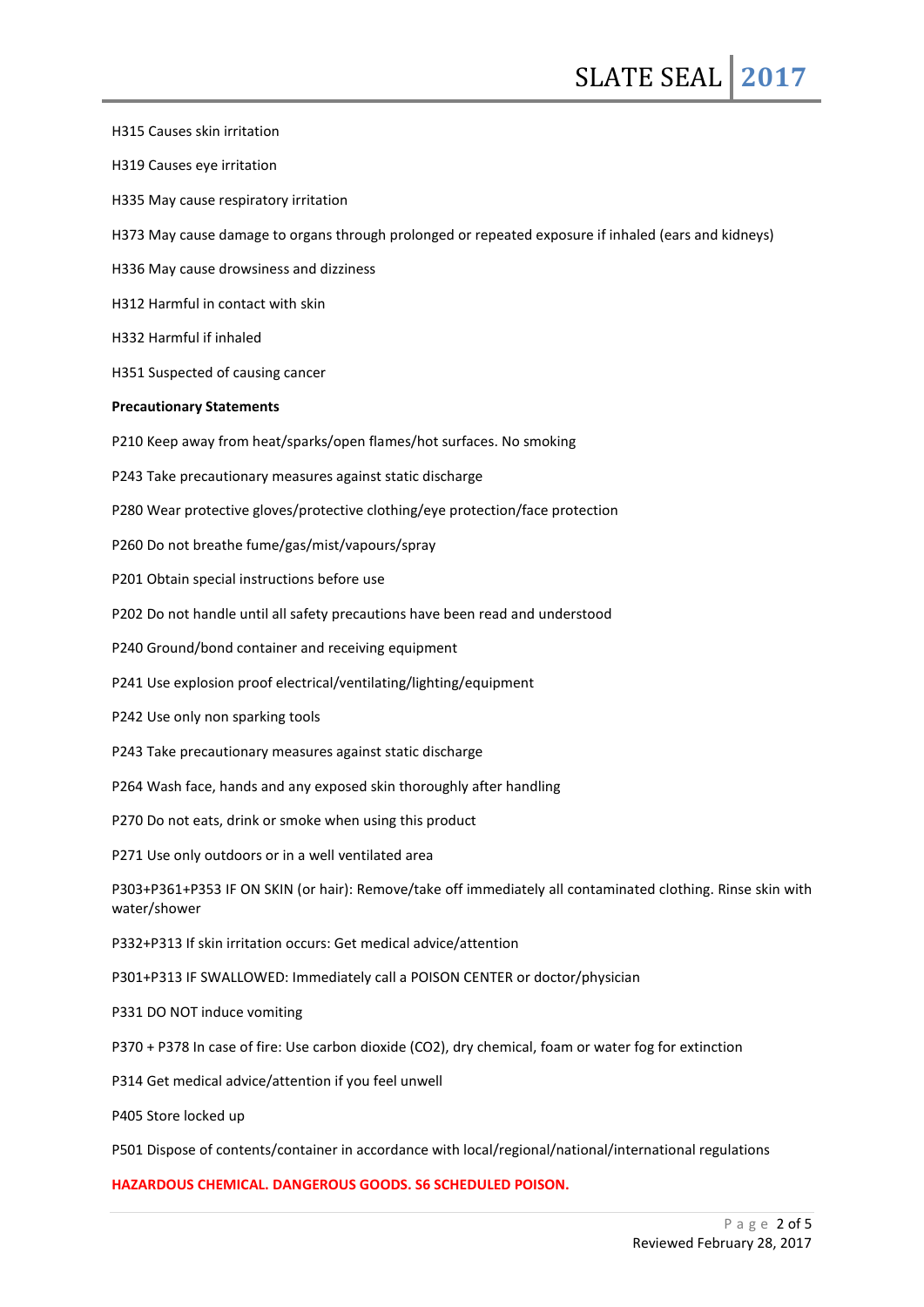H315 Causes skin irritation

H319 Causes eye irritation

H335 May cause respiratory irritation

H373 May cause damage to organs through prolonged or repeated exposure if inhaled (ears and kidneys)

H336 May cause drowsiness and dizziness

H312 Harmful in contact with skin

H332 Harmful if inhaled

H351 Suspected of causing cancer

**Precautionary Statements**

P210 Keep away from heat/sparks/open flames/hot surfaces. No smoking

P243 Take precautionary measures against static discharge

P280 Wear protective gloves/protective clothing/eye protection/face protection

P260 Do not breathe fume/gas/mist/vapours/spray

P201 Obtain special instructions before use

P202 Do not handle until all safety precautions have been read and understood

P240 Ground/bond container and receiving equipment

P241 Use explosion proof electrical/ventilating/lighting/equipment

P242 Use only non sparking tools

P243 Take precautionary measures against static discharge

P264 Wash face, hands and any exposed skin thoroughly after handling

P270 Do not eats, drink or smoke when using this product

P271 Use only outdoors or in a well ventilated area

P303+P361+P353 IF ON SKIN (or hair): Remove/take off immediately all contaminated clothing. Rinse skin with water/shower

P332+P313 If skin irritation occurs: Get medical advice/attention

P301+P313 IF SWALLOWED: Immediately call a POISON CENTER or doctor/physician

P331 DO NOT induce vomiting

P370 + P378 In case of fire: Use carbon dioxide ($CO_2$), dry chemical, foam or water fog for extinction

P314 Get medical advice/attention if you feel unwell

P405 Store locked up

P501 Dispose of contents/container in accordance with local/regional/national/international regulations

**HAZARDOUS CHEMICAL. DANGEROUS GOODS. S6 SCHEDULED POISON.**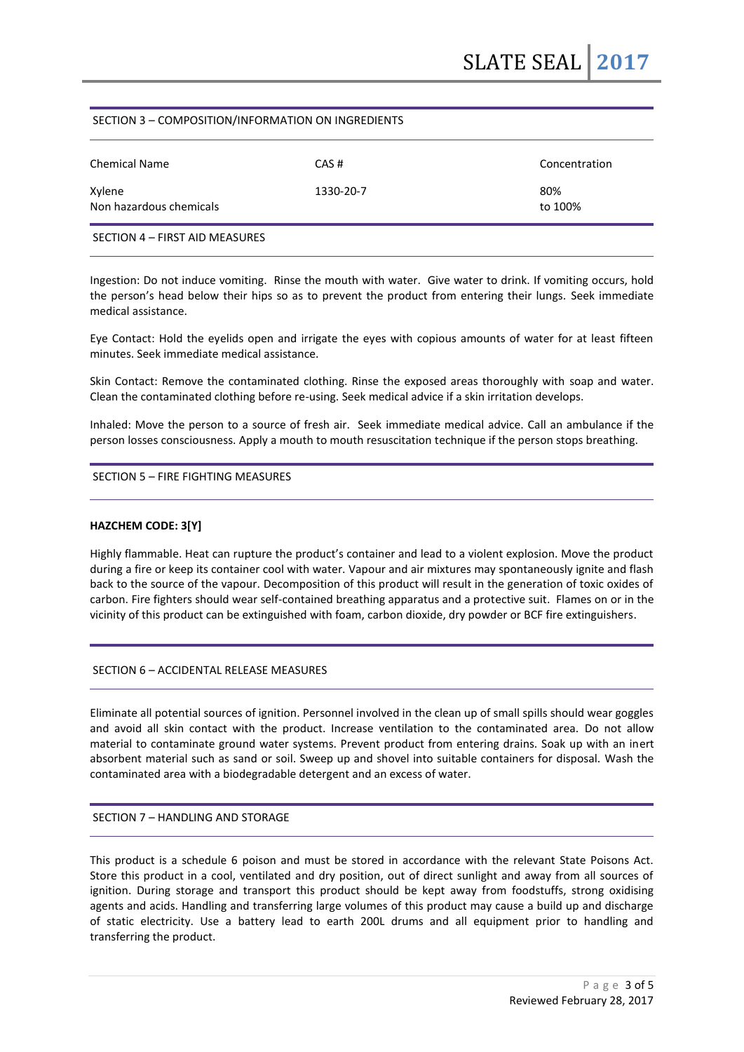## SECTION 3 – COMPOSITION/INFORMATION ON INGREDIENTS

| Chemical Name | CAS # | Concentration |
|---|---|---|
| Xylene | 1330-20-7 | 80% |
| Non hazardous chemicals | | to 100% |

## SECTION 4 – FIRST AID MEASURES

Ingestion: Do not induce vomiting. Rinse the mouth with water. Give water to drink. If vomiting occurs, hold the person's head below their hips so as to prevent the product from entering their lungs. Seek immediate medical assistance.

Eye Contact: Hold the eyelids open and irrigate the eyes with copious amounts of water for at least fifteen minutes. Seek immediate medical assistance.

Skin Contact: Remove the contaminated clothing. Rinse the exposed areas thoroughly with soap and water. Clean the contaminated clothing before re-using. Seek medical advice if a skin irritation develops.

Inhaled: Move the person to a source of fresh air. Seek immediate medical advice. Call an ambulance if the person losses consciousness. Apply a mouth to mouth resuscitation technique if the person stops breathing.

## SECTION 5 – FIRE FIGHTING MEASURES

**HAZCHEM CODE: 3[Y]**

Highly flammable. Heat can rupture the product's container and lead to a violent explosion. Move the product during a fire or keep its container cool with water. Vapour and air mixtures may spontaneously ignite and flash back to the source of the vapour. Decomposition of this product will result in the generation of toxic oxides of carbon. Fire fighters should wear self-contained breathing apparatus and a protective suit. Flames on or in the vicinity of this product can be extinguished with foam, carbon dioxide, dry powder or BCF fire extinguishers.

## SECTION 6 – ACCIDENTAL RELEASE MEASURES

Eliminate all potential sources of ignition. Personnel involved in the clean up of small spills should wear goggles and avoid all skin contact with the product. Increase ventilation to the contaminated area. Do not allow material to contaminate ground water systems. Prevent product from entering drains. Soak up with an inert absorbent material such as sand or soil. Sweep up and shovel into suitable containers for disposal. Wash the contaminated area with a biodegradable detergent and an excess of water.

## SECTION 7 – HANDLING AND STORAGE

This product is a schedule 6 poison and must be stored in accordance with the relevant State Poisons Act. Store this product in a cool, ventilated and dry position, out of direct sunlight and away from all sources of ignition. During storage and transport this product should be kept away from foodstuffs, strong oxidising agents and acids. Handling and transferring large volumes of this product may cause a build up and discharge of static electricity. Use a battery lead to earth 200L drums and all equipment prior to handling and transferring the product.

Reviewed February 28, 2017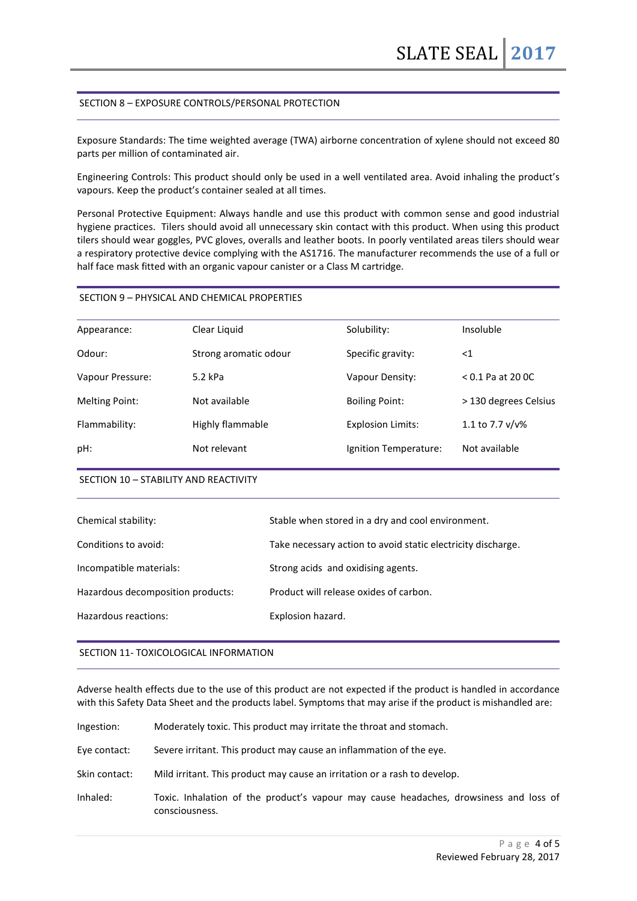## SECTION 8 – EXPOSURE CONTROLS/PERSONAL PROTECTION

Exposure Standards: The time weighted average (TWA) airborne concentration of xylene should not exceed 80 parts per million of contaminated air.

Engineering Controls: This product should only be used in a well ventilated area. Avoid inhaling the product's vapours. Keep the product's container sealed at all times.

Personal Protective Equipment: Always handle and use this product with common sense and good industrial hygiene practices. Tilers should avoid all unnecessary skin contact with this product. When using this product tilers should wear goggles, PVC gloves, overalls and leather boots. In poorly ventilated areas tilers should wear a respiratory protective device complying with the AS1716. The manufacturer recommends the use of a full or half face mask fitted with an organic vapour canister or a Class M cartridge.

## SECTION 9 – PHYSICAL AND CHEMICAL PROPERTIES

| | | | |
|---|---|---|---|
| Appearance: | Clear Liquid | Solubility: | Insoluble |
| Odour: | Strong aromatic odour | Specific gravity: | <1 |
| Vapour Pressure: | 5.2 kPa | Vapour Density: | < 0.1 Pa at 20 0C |
| Melting Point: | Not available | Boiling Point: | > 130 degrees Celsius |
| Flammability: | Highly flammable | Explosion Limits: | 1.1 to 7.7 v/v% |
| pH: | Not relevant | Ignition Temperature: | Not available |

## SECTION 10 – STABILITY AND REACTIVITY

| | |
|---|---|
| Chemical stability: | Stable when stored in a dry and cool environment. |
| Conditions to avoid: | Take necessary action to avoid static electricity discharge. |
| Incompatible materials: | Strong acids and oxidising agents. |
| Hazardous decomposition products: | Product will release oxides of carbon. |
| Hazardous reactions: | Explosion hazard. |

## SECTION 11- TOXICOLOGICAL INFORMATION

Adverse health effects due to the use of this product are not expected if the product is handled in accordance with this Safety Data Sheet and the products label. Symptoms that may arise if the product is mishandled are:

| | |
|---|---|
| Ingestion: | Moderately toxic. This product may irritate the throat and stomach. |
| Eye contact: | Severe irritant. This product may cause an inflammation of the eye. |
| Skin contact: | Mild irritant. This product may cause an irritation or a rash to develop. |
| Inhaled: | Toxic. Inhalation of the product's vapour may cause headaches, drowsiness and loss of consciousness. |

Reviewed February 28, 2017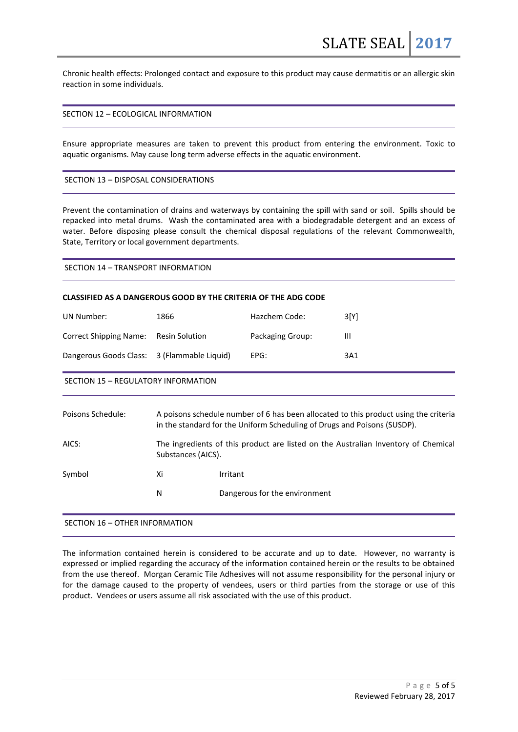Chronic health effects: Prolonged contact and exposure to this product may cause dermatitis or an allergic skin reaction in some individuals.

## SECTION 12 – ECOLOGICAL INFORMATION

Ensure appropriate measures are taken to prevent this product from entering the environment. Toxic to aquatic organisms. May cause long term adverse effects in the aquatic environment.

## SECTION 13 – DISPOSAL CONSIDERATIONS

Prevent the contamination of drains and waterways by containing the spill with sand or soil. Spills should be repacked into metal drums. Wash the contaminated area with a biodegradable detergent and an excess of water. Before disposing please consult the chemical disposal regulations of the relevant Commonwealth, State, Territory or local government departments.

## SECTION 14 – TRANSPORT INFORMATION

**CLASSIFIED AS A DANGEROUS GOOD BY THE CRITERIA OF THE ADG CODE**

| | | | |
|---|---|---|---|
| UN Number: | 1866 | Hazchem Code: | 3[Y] |
| Correct Shipping Name: | Resin Solution | Packaging Group: | III |
| Dangerous Goods Class: | 3 (Flammable Liquid) | EPG: | 3A1 |

## SECTION 15 – REGULATORY INFORMATION

| | | |
|---|---|---|
| Poisons Schedule: | A poisons schedule number of 6 has been allocated to this product using the criteria in the standard for the Uniform Scheduling of Drugs and Poisons (SUSDP). | |
| AICS: | The ingredients of this product are listed on the Australian Inventory of Chemical Substances (AICS). | |
| Symbol | Xi | Irritant |
| | N | Dangerous for the environment |

## SECTION 16 – OTHER INFORMATION

The information contained herein is considered to be accurate and up to date. However, no warranty is expressed or implied regarding the accuracy of the information contained herein or the results to be obtained from the use thereof. Morgan Ceramic Tile Adhesives will not assume responsibility for the personal injury or for the damage caused to the property of vendees, users or third parties from the storage or use of this product. Vendees or users assume all risk associated with the use of this product.

Reviewed February 28, 2017